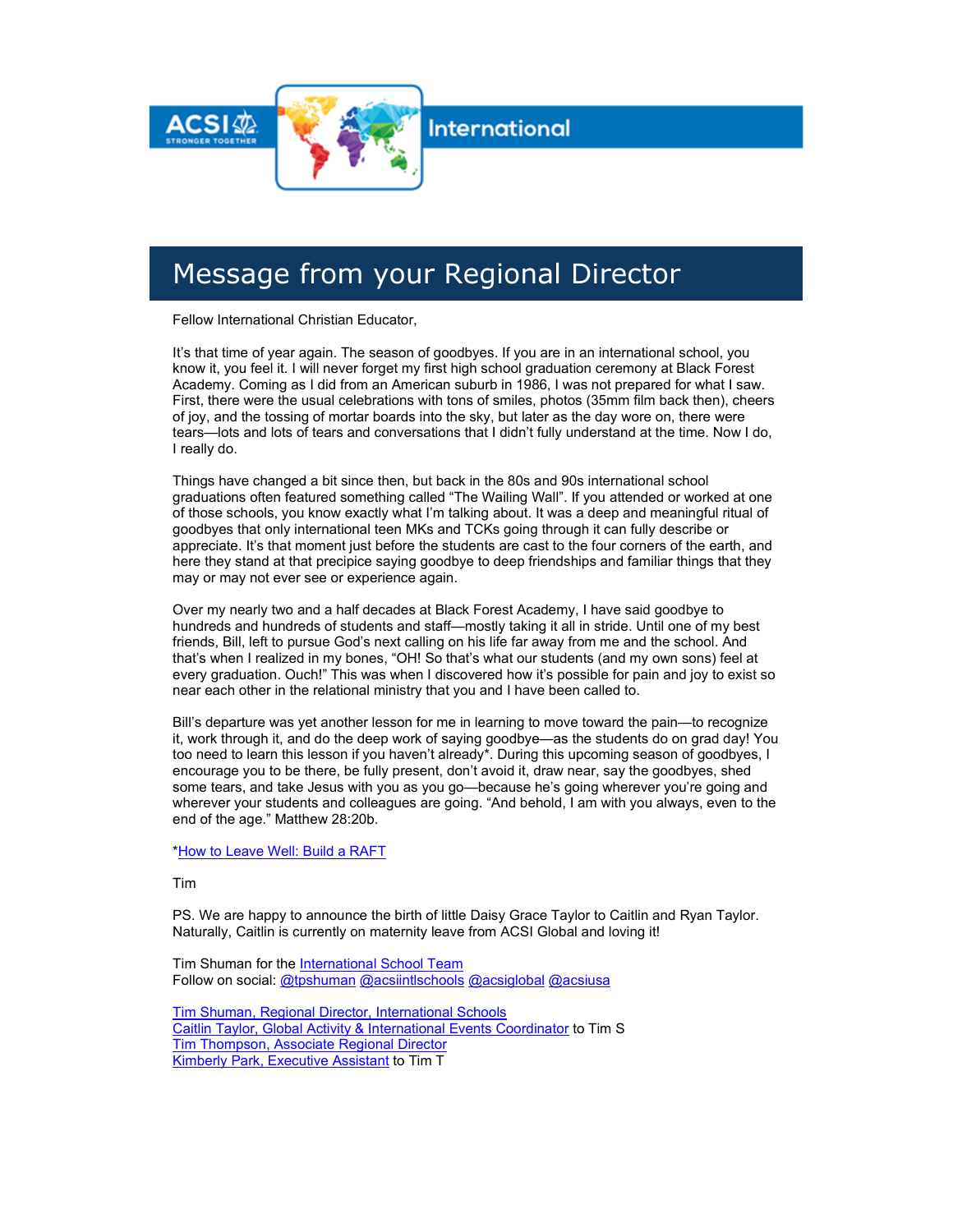ACSI STRONGER TOGETHER International

# Message from your Regional Director

Fellow International Christian Educator,

It's that time of year again. The season of goodbyes. If you are in an international school, you know it, you feel it. I will never forget my first high school graduation ceremony at Black Forest Academy. Coming as I did from an American suburb in 1986, I was not prepared for what I saw. First, there were the usual celebrations with tons of smiles, photos (35mm film back then), cheers of joy, and the tossing of mortar boards into the sky, but later as the day wore on, there were tears—lots and lots of tears and conversations that I didn't fully understand at the time. Now I do, I really do.

Things have changed a bit since then, but back in the 80s and 90s international school graduations often featured something called "The Wailing Wall". If you attended or worked at one of those schools, you know exactly what I'm talking about. It was a deep and meaningful ritual of goodbyes that only international teen MKs and TCKs going through it can fully describe or appreciate. It's that moment just before the students are cast to the four corners of the earth, and here they stand at that precipice saying goodbye to deep friendships and familiar things that they may or may not ever see or experience again.

Over my nearly two and a half decades at Black Forest Academy, I have said goodbye to hundreds and hundreds of students and staff—mostly taking it all in stride. Until one of my best friends, Bill, left to pursue God's next calling on his life far away from me and the school. And that's when I realized in my bones, "OH! So that's what our students (and my own sons) feel at every graduation. Ouch!" This was when I discovered how it's possible for pain and joy to exist so near each other in the relational ministry that you and I have been called to.

Bill's departure was yet another lesson for me in learning to move toward the pain—to recognize it, work through it, and do the deep work of saying goodbye—as the students do on grad day! You too need to learn this lesson if you haven't already*. During this upcoming season of goodbyes, I encourage you to be there, be fully present, don't avoid it, draw near, say the goodbyes, shed some tears, and take Jesus with you as you go—because he's going wherever you're going and wherever your students and colleagues are going. "And behold, I am with you always, even to the end of the age." Matthew 28:20b.

*How to Leave Well: Build a RAFT

Tim

PS. We are happy to announce the birth of little Daisy Grace Taylor to Caitlin and Ryan Taylor. Naturally, Caitlin is currently on maternity leave from ACSI Global and loving it!

Tim Shuman for the International School Team
Follow on social: @tpshuman @acsiintlschools @acsiglobal @acsiusa

Tim Shuman, Regional Director, International Schools
Caitlin Taylor, Global Activity & International Events Coordinator to Tim S
Tim Thompson, Associate Regional Director
Kimberly Park, Executive Assistant to Tim T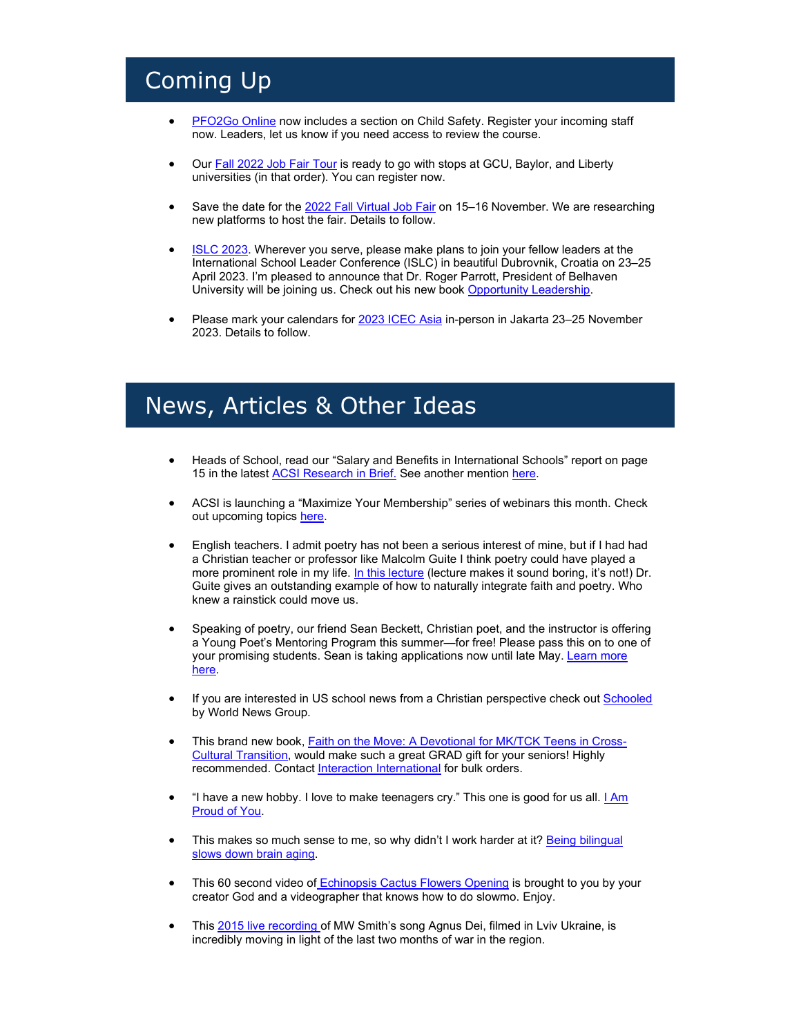# Coming Up

- PFO2Go Online now includes a section on Child Safety. Register your incoming staff now. Leaders, let us know if you need access to review the course.

- Our Fall 2022 Job Fair Tour is ready to go with stops at GCU, Baylor, and Liberty universities (in that order). You can register now.

- Save the date for the 2022 Fall Virtual Job Fair on 15–16 November. We are researching new platforms to host the fair. Details to follow.

- ISLC 2023. Wherever you serve, please make plans to join your fellow leaders at the International School Leader Conference (ISLC) in beautiful Dubrovnik, Croatia on 23–25 April 2023. I'm pleased to announce that Dr. Roger Parrott, President of Belhaven University will be joining us. Check out his new book Opportunity Leadership.

- Please mark your calendars for 2023 ICEC Asia in-person in Jakarta 23–25 November 2023. Details to follow.

# News, Articles & Other Ideas

- Heads of School, read our "Salary and Benefits in International Schools" report on page 15 in the latest ACSI Research in Brief. See another mention here.

- ACSI is launching a "Maximize Your Membership" series of webinars this month. Check out upcoming topics here.

- English teachers. I admit poetry has not been a serious interest of mine, but if I had had a Christian teacher or professor like Malcolm Guite I think poetry could have played a more prominent role in my life. In this lecture (lecture makes it sound boring, it's not!) Dr. Guite gives an outstanding example of how to naturally integrate faith and poetry. Who knew a rainstick could move us.

- Speaking of poetry, our friend Sean Beckett, Christian poet, and the instructor is offering a Young Poet's Mentoring Program this summer—for free! Please pass this on to one of your promising students. Sean is taking applications now until late May. Learn more here.

- If you are interested in US school news from a Christian perspective check out Schooled by World News Group.

- This brand new book, Faith on the Move: A Devotional for MK/TCK Teens in Cross-Cultural Transition, would make such a great GRAD gift for your seniors! Highly recommended. Contact Interaction International for bulk orders.

- "I have a new hobby. I love to make teenagers cry." This one is good for us all. I Am Proud of You.

- This makes so much sense to me, so why didn't I work harder at it? Being bilingual slows down brain aging.

- This 60 second video of Echinopsis Cactus Flowers Opening is brought to you by your creator God and a videographer that knows how to do slowmo. Enjoy.

- This 2015 live recording of MW Smith's song Agnus Dei, filmed in Lviv Ukraine, is incredibly moving in light of the last two months of war in the region.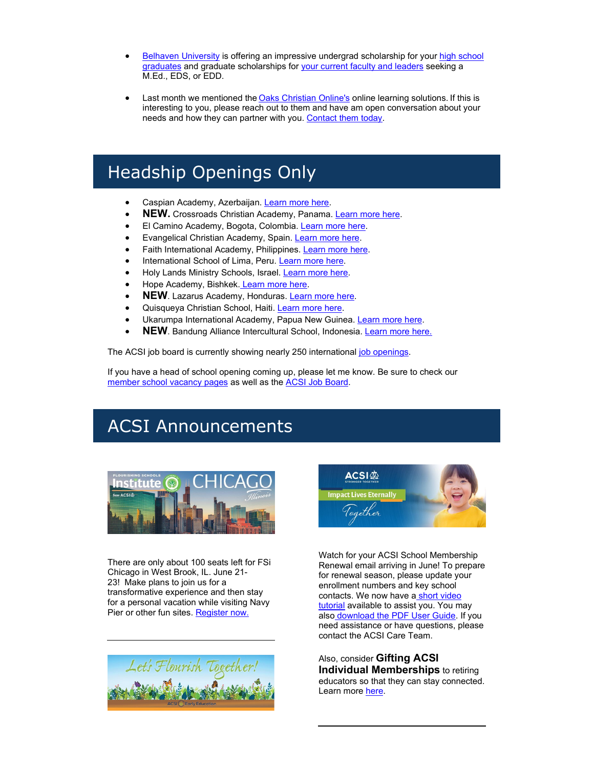- Belhaven University is offering an impressive undergrad scholarship for your high school graduates and graduate scholarships for your current faculty and leaders seeking a M.Ed., EDS, or EDD.

- Last month we mentioned the Oaks Christian Online's online learning solutions. If this is interesting to you, please reach out to them and have am open conversation about your needs and how they can partner with you. Contact them today.

# Headship Openings Only

- Caspian Academy, Azerbaijan. Learn more here.
- **NEW.** Crossroads Christian Academy, Panama. Learn more here.
- El Camino Academy, Bogota, Colombia. Learn more here.
- Evangelical Christian Academy, Spain. Learn more here.
- Faith International Academy, Philippines. Learn more here.
- International School of Lima, Peru. Learn more here.
- Holy Lands Ministry Schools, Israel. Learn more here.
- Hope Academy, Bishkek. Learn more here.
- **NEW**. Lazarus Academy, Honduras. Learn more here.
- Quisqueya Christian School, Haiti. Learn more here.
- Ukarumpa International Academy, Papua New Guinea. Learn more here.
- **NEW**. Bandung Alliance Intercultural School, Indonesia. Learn more here.

The ACSI job board is currently showing nearly 250 international job openings.

If you have a head of school opening coming up, please let me know. Be sure to check our member school vacancy pages as well as the ACSI Job Board.

# ACSI Announcements

There are only about 100 seats left for FSi Chicago in West Brook, IL. June 21-23! Make plans to join us for a transformative experience and then stay for a personal vacation while visiting Navy Pier or other fun sites. Register now.

Watch for your ACSI School Membership Renewal email arriving in June! To prepare for renewal season, please update your enrollment numbers and key school contacts. We now have a short video tutorial available to assist you. You may also download the PDF User Guide. If you need assistance or have questions, please contact the ACSI Care Team.

Also, consider **Gifting ACSI Individual Memberships** to retiring educators so that they can stay connected. Learn more here.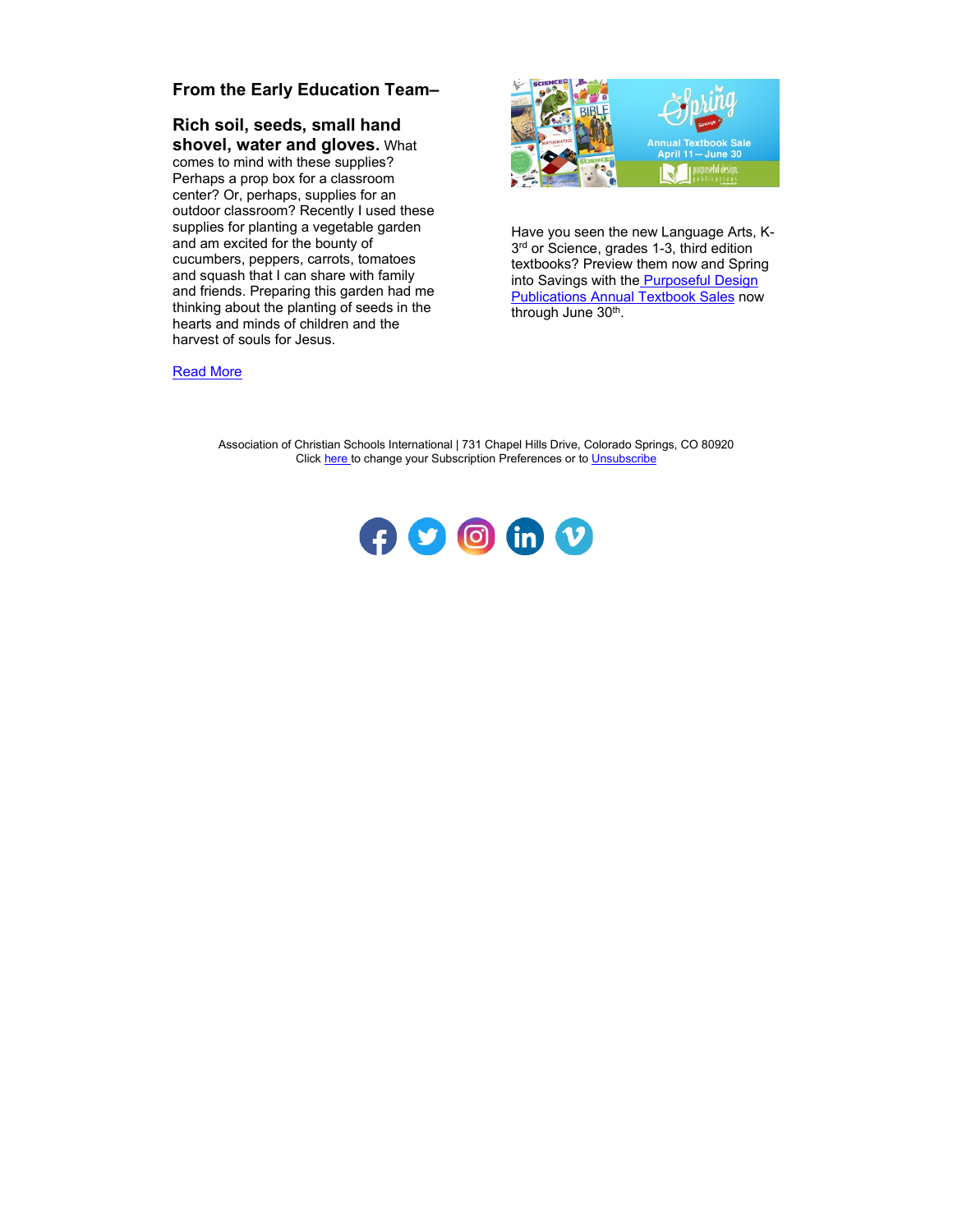**From the Early Education Team–**

**Rich soil, seeds, small hand shovel, water and gloves.** What comes to mind with these supplies? Perhaps a prop box for a classroom center? Or, perhaps, supplies for an outdoor classroom? Recently I used these supplies for planting a vegetable garden and am excited for the bounty of cucumbers, peppers, carrots, tomatoes and squash that I can share with family and friends. Preparing this garden had me thinking about the planting of seeds in the hearts and minds of children and the harvest of souls for Jesus.

Read More

Have you seen the new Language Arts, K-3rd or Science, grades 1-3, third edition textbooks? Preview them now and Spring into Savings with the Purposeful Design Publications Annual Textbook Sales now through June 30th.

Association of Christian Schools International | 731 Chapel Hills Drive, Colorado Springs, CO 80920
Click here to change your Subscription Preferences or to Unsubscribe